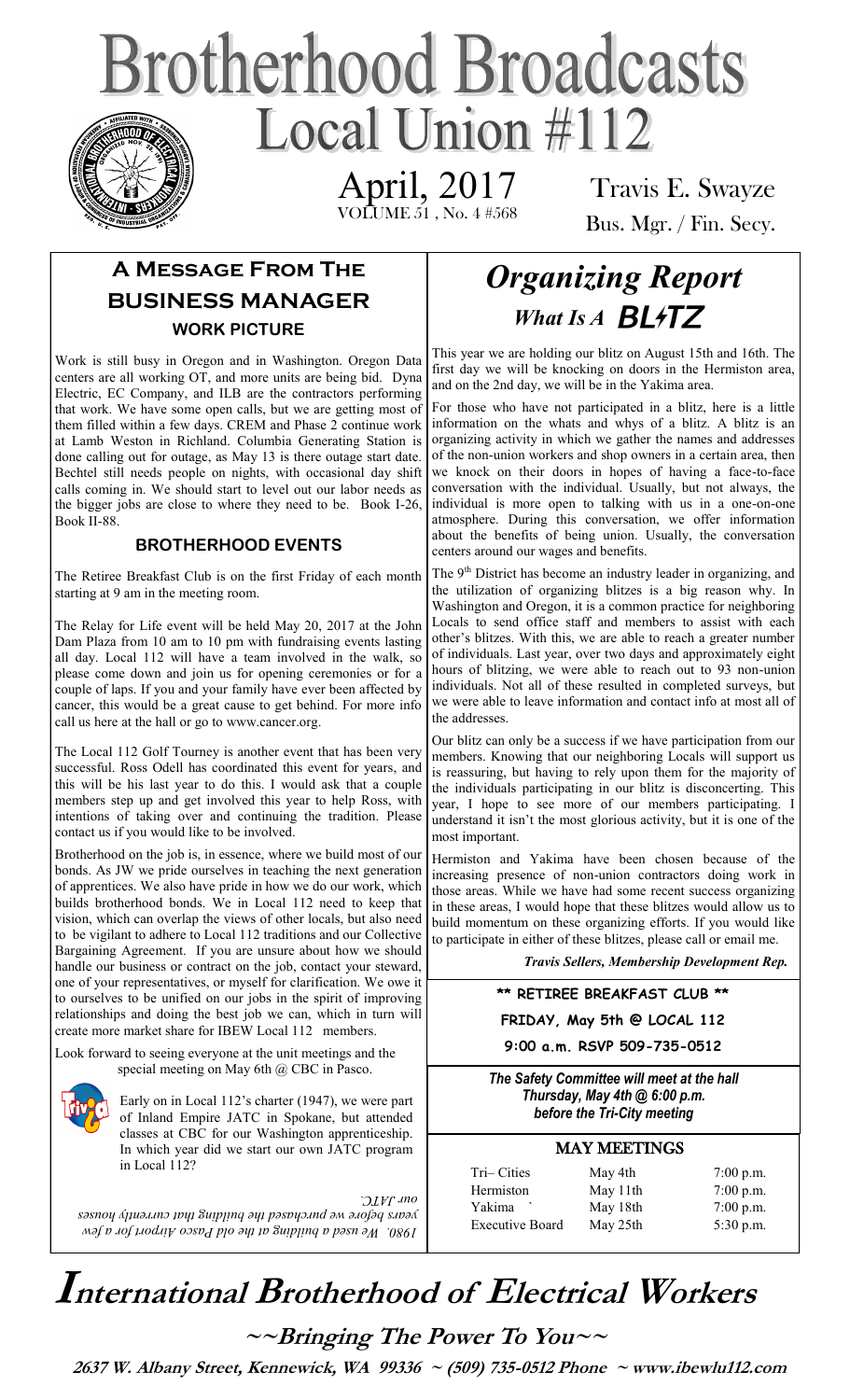# Brotherhood Broadcasts
# Local Union #112

April, 2017
VOLUME 51 , No. 4 #568

Travis E. Swayze
Bus. Mgr. / Fin. Secy.

## A Message From The Business Manager

### WORK PICTURE

Work is still busy in Oregon and in Washington. Oregon Data centers are all working OT, and more units are being bid. Dyna Electric, EC Company, and ILB are the contractors performing that work. We have some open calls, but we are getting most of them filled within a few days. CREM and Phase 2 continue work at Lamb Weston in Richland. Columbia Generating Station is done calling out for outage, as May 13 is there outage start date. Bechtel still needs people on nights, with occasional day shift calls coming in. We should start to level out our labor needs as the bigger jobs are close to where they need to be. Book I-26, Book II-88.

### BROTHERHOOD EVENTS

The Retiree Breakfast Club is on the first Friday of each month starting at 9 am in the meeting room.

The Relay for Life event will be held May 20, 2017 at the John Dam Plaza from 10 am to 10 pm with fundraising events lasting all day. Local 112 will have a team involved in the walk, so please come down and join us for opening ceremonies or for a couple of laps. If you and your family have ever been affected by cancer, this would be a great cause to get behind. For more info call us here at the hall or go to www.cancer.org.

The Local 112 Golf Tourney is another event that has been very successful. Ross Odell has coordinated this event for years, and this will be his last year to do this. I would ask that a couple members step up and get involved this year to help Ross, with intentions of taking over and continuing the tradition. Please contact us if you would like to be involved.

Brotherhood on the job is, in essence, where we build most of our bonds. As JW we pride ourselves in teaching the next generation of apprentices. We also have pride in how we do our work, which builds brotherhood bonds. We in Local 112 need to keep that vision, which can overlap the views of other locals, but also need to be vigilant to adhere to Local 112 traditions and our Collective Bargaining Agreement. If you are unsure about how we should handle our business or contract on the job, contact your steward, one of your representatives, or myself for clarification. We owe it to ourselves to be unified on our jobs in the spirit of improving relationships and doing the best job we can, which in turn will create more market share for IBEW Local 112 members.

Look forward to seeing everyone at the unit meetings and the special meeting on May 6th @ CBC in Pasco.

Early on in Local 112's charter (1947), we were part of Inland Empire JATC in Spokane, but attended classes at CBC for our Washington apprenticeship. In which year did we start our own JATC program in Local 112?

*1980. We used a building at the old Pasco Airport for a few years before we purchased the building that currently houses our JATC.*

## *Organizing Report*
## *What Is A BLITZ*

This year we are holding our blitz on August 15th and 16th. The first day we will be knocking on doors in the Hermiston area, and on the 2nd day, we will be in the Yakima area.

For those who have not participated in a blitz, here is a little information on the whats and whys of a blitz. A blitz is an organizing activity in which we gather the names and addresses of the non-union workers and shop owners in a certain area, then we knock on their doors in hopes of having a face-to-face conversation with the individual. Usually, but not always, the individual is more open to talking with us in a one-on-one atmosphere. During this conversation, we offer information about the benefits of being union. Usually, the conversation centers around our wages and benefits.

The 9th District has become an industry leader in organizing, and the utilization of organizing blitzes is a big reason why. In Washington and Oregon, it is a common practice for neighboring Locals to send office staff and members to assist with each other's blitzes. With this, we are able to reach a greater number of individuals. Last year, over two days and approximately eight hours of blitzing, we were able to reach out to 93 non-union individuals. Not all of these resulted in completed surveys, but we were able to leave information and contact info at most all of the addresses.

Our blitz can only be a success if we have participation from our members. Knowing that our neighboring Locals will support us is reassuring, but having to rely upon them for the majority of the individuals participating in our blitz is disconcerting. This year, I hope to see more of our members participating. I understand it isn't the most glorious activity, but it is one of the most important.

Hermiston and Yakima have been chosen because of the increasing presence of non-union contractors doing work in those areas. While we have had some recent success organizing in these areas, I would hope that these blitzes would allow us to build momentum on these organizing efforts. If you would like to participate in either of these blitzes, please call or email me.

*Travis Sellers, Membership Development Rep.*

**\*\* RETIREE BREAKFAST CLUB \*\***

**FRIDAY, May 5th @ LOCAL 112**

**9:00 a.m. RSVP 509-735-0512**

***The Safety Committee will meet at the hall Thursday, May 4th @ 6:00 p.m. before the Tri-City meeting***

### MAY MEETINGS

| | | |
|---|---|---|
| Tri– Cities | May 4th | 7:00 p.m. |
| Hermiston | May 11th | 7:00 p.m. |
| Yakima | May 18th | 7:00 p.m. |
| Executive Board | May 25th | 5:30 p.m. |

# International Brotherhood of Electrical Workers

**~~Bringing The Power To You~~**

**2637 W. Albany Street, Kennewick, WA 99336 ~ (509) 735-0512 Phone ~ www.ibewlu112.com**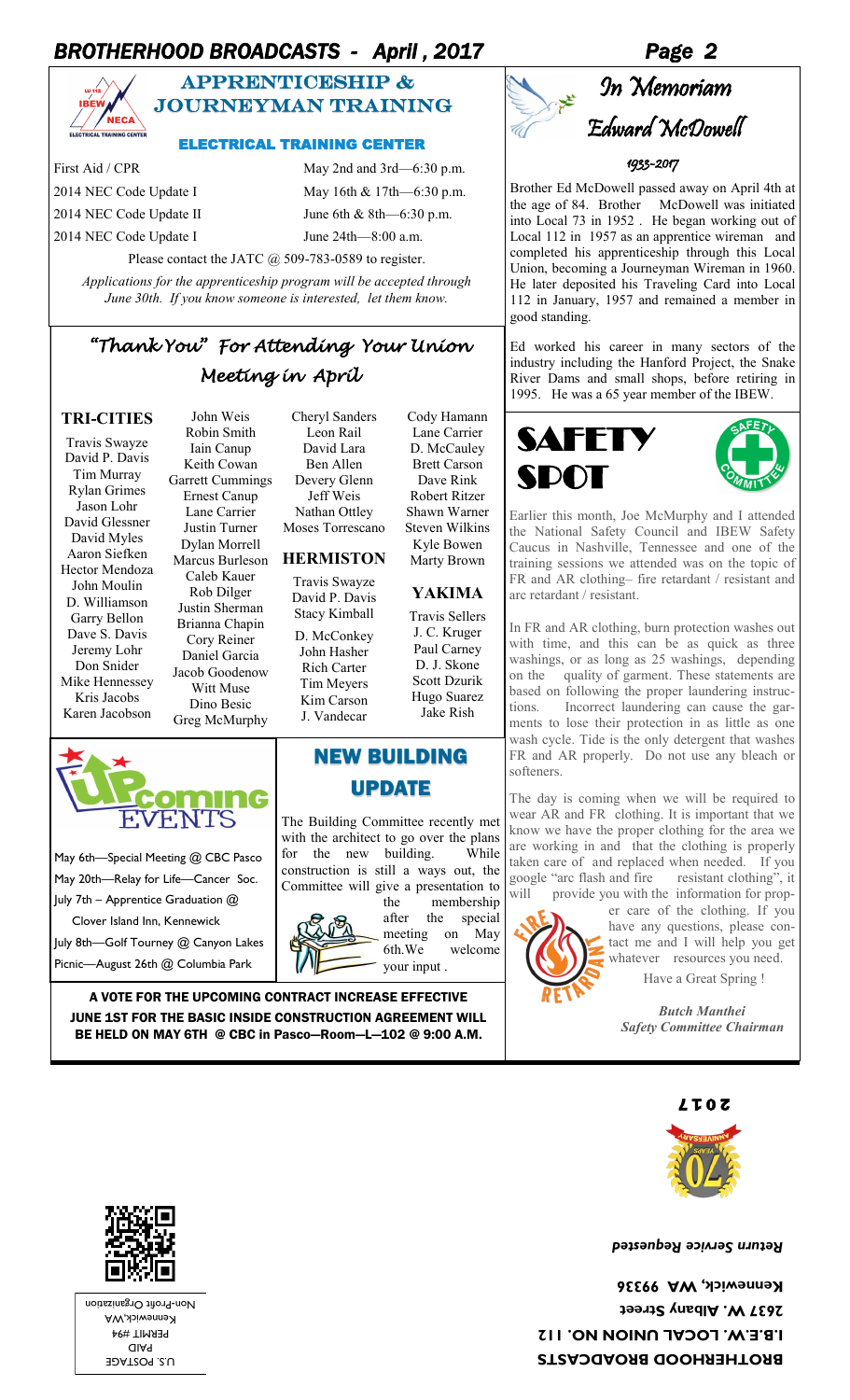## APPRENTICESHIP & JOURNEYMAN TRAINING

### ELECTRICAL TRAINING CENTER

| | |
|---|---|
| First Aid / CPR | May 2nd and 3rd—6:30 p.m. |
| 2014 NEC Code Update I | May 16th & 17th—6:30 p.m. |
| 2014 NEC Code Update II | June 6th & 8th—6:30 p.m. |
| 2014 NEC Code Update I | June 24th—8:00 a.m. |

Please contact the JATC @ 509-783-0589 to register.

*Applications for the apprenticeship program will be accepted through June 30th. If you know someone is interested, let them know.*

## "Thank You" For Attending Your Union Meeting in April

### TRI-CITIES

Travis Swayze
David P. Davis
Tim Murray
Rylan Grimes
Jason Lohr
David Glessner
David Myles
Aaron Siefken
Hector Mendoza
John Moulin
D. Williamson
Garry Bellon
Dave S. Davis
Jeremy Lohr
Don Snider
Mike Hennessey
Kris Jacobs
Karen Jacobson
John Weis
Robin Smith
Iain Canup
Keith Cowan
Garrett Cummings
Ernest Canup
Lane Carrier
Justin Turner
Dylan Morrell
Marcus Burleson
Caleb Kauer
Rob Dilger
Justin Sherman
Brianna Chapin
Cory Reiner
Daniel Garcia
Jacob Goodenow
Witt Muse
Dino Besic
Greg McMurphy
Cheryl Sanders
Leon Rail
David Lara
Ben Allen
Devery Glenn
Jeff Weis
Nathan Ottley
Moses Torrescano
Cody Hamann
Lane Carrier
D. McCauley
Brett Carson
Dave Rink
Robert Ritzer
Shawn Warner
Steven Wilkins
Kyle Bowen
Marty Brown

### HERMISTON

Travis Swayze
David P. Davis
Stacy Kimball
D. McConkey
John Hasher
Rich Carter
Tim Meyers
Kim Carson
J. Vandecar

### YAKIMA

Travis Sellers
J. C. Kruger
Paul Carney
D. J. Skone
Scott Dzurik
Hugo Suarez
Jake Rish

## UPcoming EVENTS

May 6th—Special Meeting @ CBC Pasco
May 20th—Relay for Life—Cancer Soc.
July 7th – Apprentice Graduation @ Clover Island Inn, Kennewick
July 8th—Golf Tourney @ Canyon Lakes
Picnic—August 26th @ Columbia Park

## NEW BUILDING UPDATE

The Building Committee recently met with the architect to go over the plans for the new building. While construction is still a ways out, the Committee will give a presentation to the membership after the special meeting on May 6th. We welcome your input.

**A VOTE FOR THE UPCOMING CONTRACT INCREASE EFFECTIVE JUNE 1ST FOR THE BASIC INSIDE CONSTRUCTION AGREEMENT WILL BE HELD ON MAY 6TH @ CBC in Pasco—Room—L—102 @ 9:00 A.M.**

## *In Memoriam Edward McDowell*

*1933-2017*

Brother Ed McDowell passed away on April 4th at the age of 84. Brother McDowell was initiated into Local 73 in 1952. He began working out of Local 112 in 1957 as an apprentice wireman and completed his apprenticeship through this Local Union, becoming a Journeyman Wireman in 1960. He later deposited his Traveling Card into Local 112 in January, 1957 and remained a member in good standing.

Ed worked his career in many sectors of the industry including the Hanford Project, the Snake River Dams and small shops, before retiring in 1995. He was a 65 year member of the IBEW.

## SAFETY SPOT

Earlier this month, Joe McMurphy and I attended the National Safety Council and IBEW Safety Caucus in Nashville, Tennessee and one of the training sessions we attended was on the topic of FR and AR clothing– fire retardant / resistant and arc retardant / resistant.

In FR and AR clothing, burn protection washes out with time, and this can be as quick as three washings, or as long as 25 washings, depending on the quality of garment. These statements are based on following the proper laundering instructions. Incorrect laundering can cause the garments to lose their protection in as little as one wash cycle. Tide is the only detergent that washes FR and AR properly. Do not use any bleach or softeners.

The day is coming when we will be required to wear AR and FR clothing. It is important that we know we have the proper clothing for the area we are working in and that the clothing is properly taken care of and replaced when needed. If you google "arc flash and fire resistant clothing", it will provide you with the information for proper care of the clothing. If you have any questions, please contact me and I will help you get whatever resources you need.

Have a Great Spring !

***Butch Manthei***
***Safety Committee Chairman***

2017

**BROTHERHOOD BROADCASTS**
**I.B.E.W. LOCAL UNION NO. 112**
**2637 W. Albany Street**
**Kennewick, WA 99336**

***Return Service Requested***

U.S. POSTAGE
PAID
PERMIT #94
Kennewick,WA
Non-Profit Organization